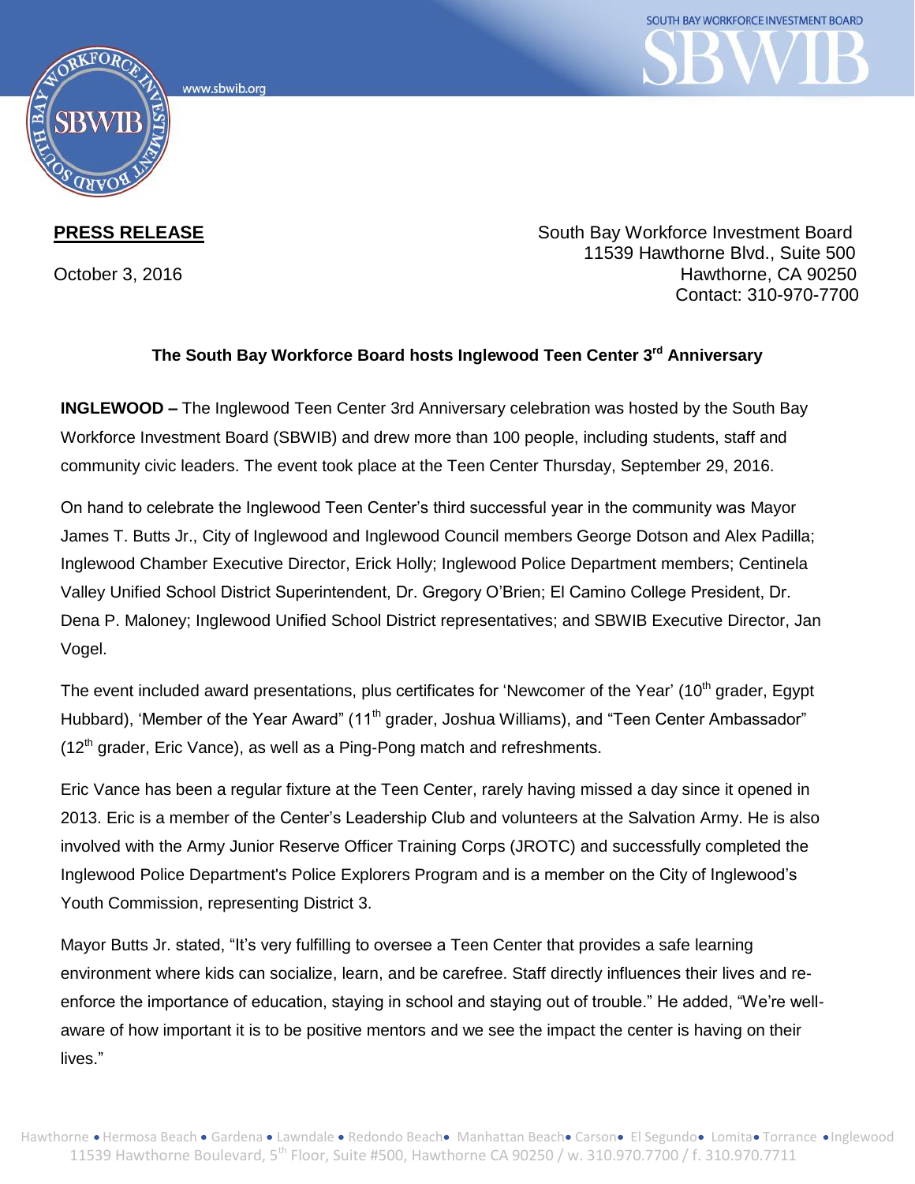**PRESS RELEASE**

October 3, 2016

South Bay Workforce Investment Board
11539 Hawthorne Blvd., Suite 500
Hawthorne, CA 90250
Contact: 310-970-7700

**The South Bay Workforce Board hosts Inglewood Teen Center 3rd Anniversary**

**INGLEWOOD –** The Inglewood Teen Center 3rd Anniversary celebration was hosted by the South Bay Workforce Investment Board (SBWIB) and drew more than 100 people, including students, staff and community civic leaders. The event took place at the Teen Center Thursday, September 29, 2016.

On hand to celebrate the Inglewood Teen Center's third successful year in the community was Mayor James T. Butts Jr., City of Inglewood and Inglewood Council members George Dotson and Alex Padilla; Inglewood Chamber Executive Director, Erick Holly; Inglewood Police Department members; Centinela Valley Unified School District Superintendent, Dr. Gregory O'Brien; El Camino College President, Dr. Dena P. Maloney; Inglewood Unified School District representatives; and SBWIB Executive Director, Jan Vogel.

The event included award presentations, plus certificates for 'Newcomer of the Year' (10th grader, Egypt Hubbard), 'Member of the Year Award" (11th grader, Joshua Williams), and "Teen Center Ambassador" (12th grader, Eric Vance), as well as a Ping-Pong match and refreshments.

Eric Vance has been a regular fixture at the Teen Center, rarely having missed a day since it opened in 2013. Eric is a member of the Center's Leadership Club and volunteers at the Salvation Army. He is also involved with the Army Junior Reserve Officer Training Corps (JROTC) and successfully completed the Inglewood Police Department's Police Explorers Program and is a member on the City of Inglewood's Youth Commission, representing District 3.

Mayor Butts Jr. stated, "It's very fulfilling to oversee a Teen Center that provides a safe learning environment where kids can socialize, learn, and be carefree. Staff directly influences their lives and re-enforce the importance of education, staying in school and staying out of trouble." He added, "We're well-aware of how important it is to be positive mentors and we see the impact the center is having on their lives."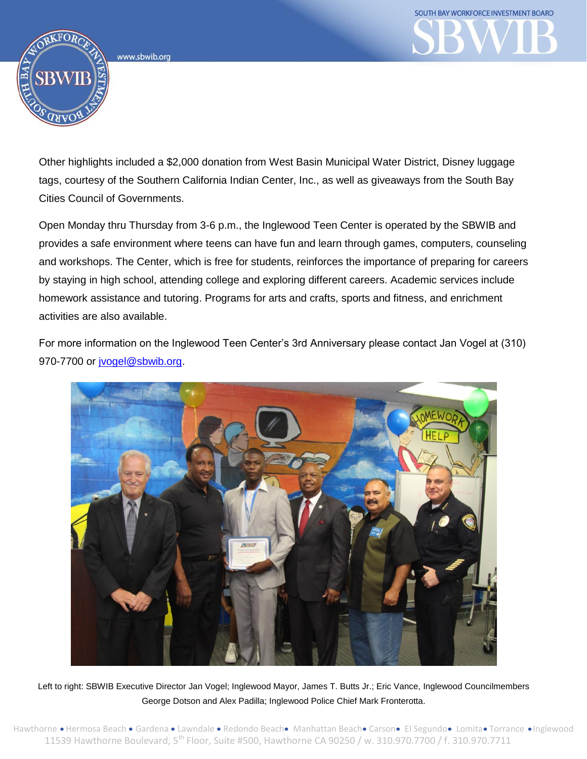Other highlights included a $2,000 donation from West Basin Municipal Water District, Disney luggage tags, courtesy of the Southern California Indian Center, Inc., as well as giveaways from the South Bay Cities Council of Governments.

Open Monday thru Thursday from 3-6 p.m., the Inglewood Teen Center is operated by the SBWIB and provides a safe environment where teens can have fun and learn through games, computers, counseling and workshops. The Center, which is free for students, reinforces the importance of preparing for careers by staying in high school, attending college and exploring different careers. Academic services include homework assistance and tutoring. Programs for arts and crafts, sports and fitness, and enrichment activities are also available.

For more information on the Inglewood Teen Center's 3rd Anniversary please contact Jan Vogel at (310) 970-7700 or jvogel@sbwib.org.

Left to right: SBWIB Executive Director Jan Vogel; Inglewood Mayor, James T. Butts Jr.; Eric Vance, Inglewood Councilmembers George Dotson and Alex Padilla; Inglewood Police Chief Mark Fronterotta.